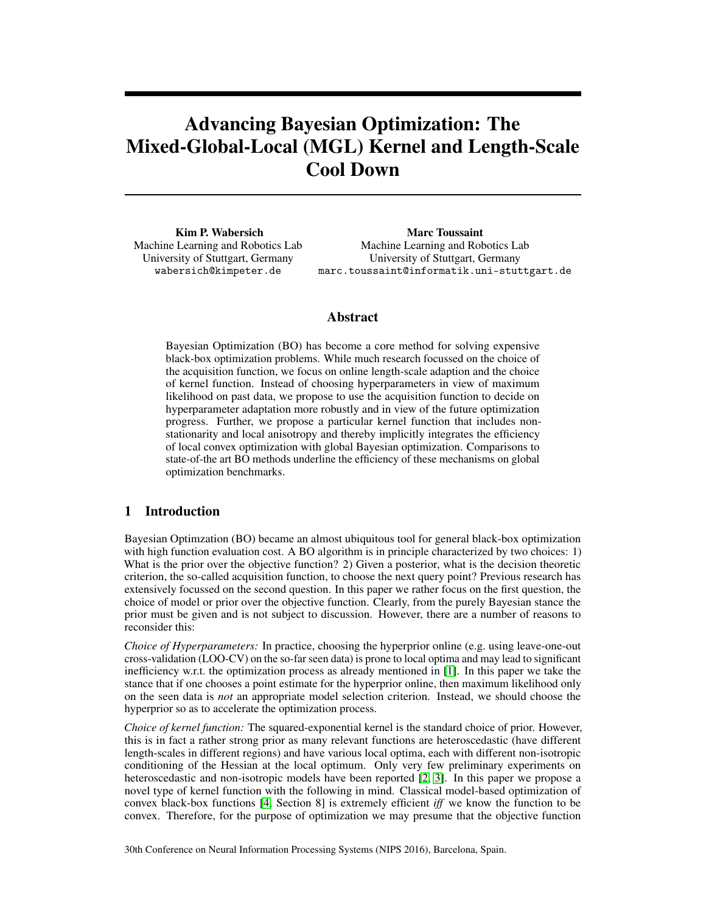# Advancing Bayesian Optimization: The Mixed-Global-Local (MGL) Kernel and Length-Scale Cool Down

**Kim P. Wabersich**
Machine Learning and Robotics Lab
University of Stuttgart, Germany
wabersich@kimpeter.de

**Marc Toussaint**
Machine Learning and Robotics Lab
University of Stuttgart, Germany
marc.toussaint@informatik.uni-stuttgart.de

## Abstract

Bayesian Optimization (BO) has become a core method for solving expensive black-box optimization problems. While much research focussed on the choice of the acquisition function, we focus on online length-scale adaption and the choice of kernel function. Instead of choosing hyperparameters in view of maximum likelihood on past data, we propose to use the acquisition function to decide on hyperparameter adaptation more robustly and in view of the future optimization progress. Further, we propose a particular kernel function that includes non-stationarity and local anisotropy and thereby implicitly integrates the efficiency of local convex optimization with global Bayesian optimization. Comparisons to state-of-the art BO methods underline the efficiency of these mechanisms on global optimization benchmarks.

## 1 Introduction

Bayesian Optimzation (BO) became an almost ubiquitous tool for general black-box optimization with high function evaluation cost. A BO algorithm is in principle characterized by two choices: 1) What is the prior over the objective function? 2) Given a posterior, what is the decision theoretic criterion, the so-called acquisition function, to choose the next query point? Previous research has extensively focussed on the second question. In this paper we rather focus on the first question, the choice of model or prior over the objective function. Clearly, from the purely Bayesian stance the prior must be given and is not subject to discussion. However, there are a number of reasons to reconsider this:

*Choice of Hyperparameters:* In practice, choosing the hyperprior online (e.g. using leave-one-out cross-validation (LOO-CV) on the so-far seen data) is prone to local optima and may lead to significant inefficiency w.r.t. the optimization process as already mentioned in [1]. In this paper we take the stance that if one chooses a point estimate for the hyperprior online, then maximum likelihood only on the seen data is *not* an appropriate model selection criterion. Instead, we should choose the hyperprior so as to accelerate the optimization process.

*Choice of kernel function:* The squared-exponential kernel is the standard choice of prior. However, this is in fact a rather strong prior as many relevant functions are heteroscedastic (have different length-scales in different regions) and have various local optima, each with different non-isotropic conditioning of the Hessian at the local optimum. Only very few preliminary experiments on heteroscedastic and non-isotropic models have been reported [2, 3]. In this paper we propose a novel type of kernel function with the following in mind. Classical model-based optimization of convex black-box functions [4, Section 8] is extremely efficient *iff* we know the function to be convex. Therefore, for the purpose of optimization we may presume that the objective function

30th Conference on Neural Information Processing Systems (NIPS 2016), Barcelona, Spain.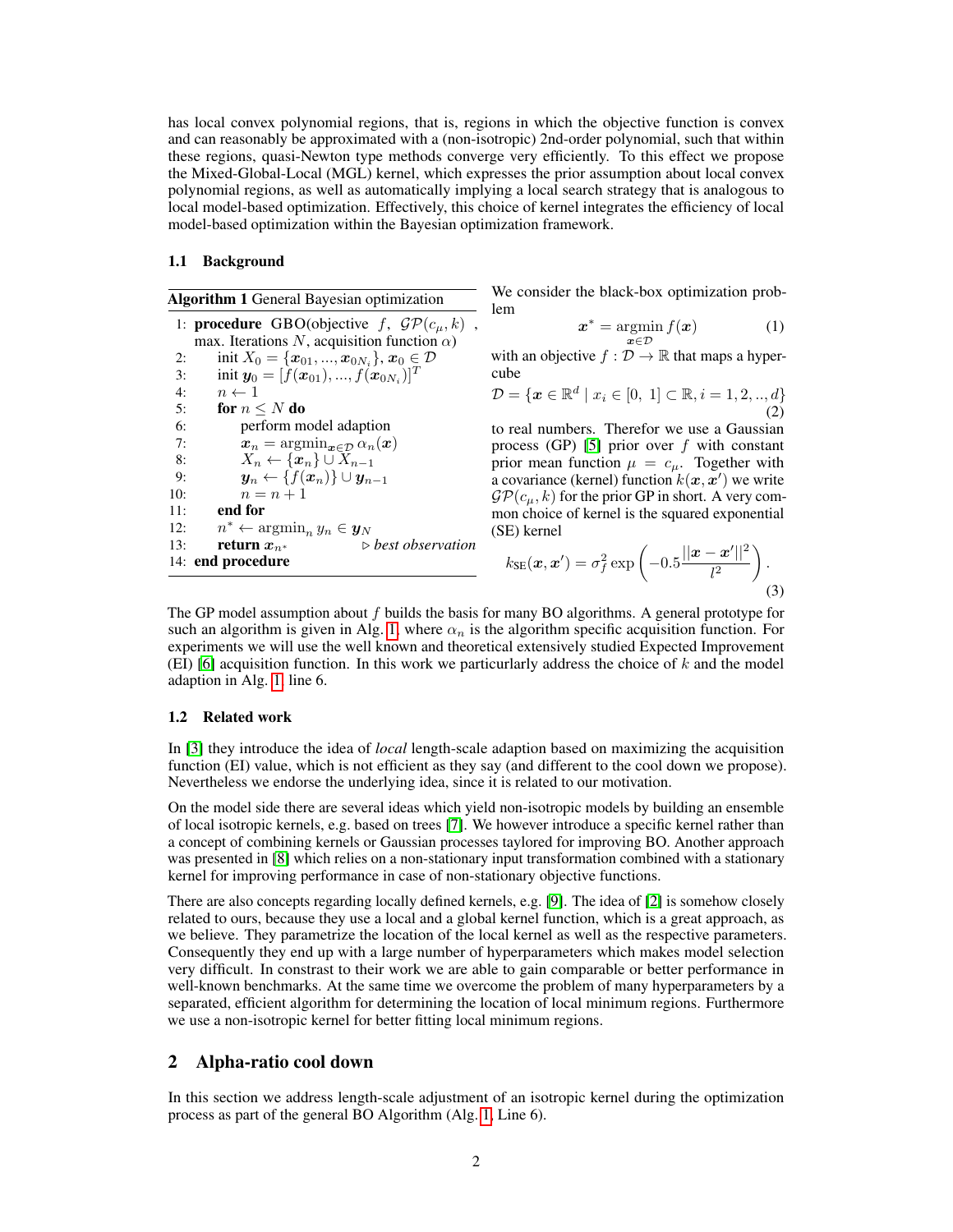has local convex polynomial regions, that is, regions in which the objective function is convex and can reasonably be approximated with a (non-isotropic) 2nd-order polynomial, such that within these regions, quasi-Newton type methods converge very efficiently. To this effect we propose the Mixed-Global-Local (MGL) kernel, which expresses the prior assumption about local convex polynomial regions, as well as automatically implying a local search strategy that is analogous to local model-based optimization. Effectively, this choice of kernel integrates the efficiency of local model-based optimization within the Bayesian optimization framework.

### 1.1 Background

**Algorithm 1** General Bayesian optimization

```
1:  procedure GBO(objective f, GP(c_μ, k), max. Iterations N, acquisition function α)
2:      init X_0 = {x_01, ..., x_0N_i}, x_0 ∈ D
3:      init y_0 = [f(x_01), ..., f(x_0N_i)]^T
4:      n ← 1
5:      for n ≤ N do
6:          perform model adaption
7:          x_n = argmin_{x∈D} α_n(x)
8:          X_n ← {x_n} ∪ X_{n-1}
9:          y_n ← {f(x_n)} ∪ y_{n-1}
10:         n = n + 1
11:     end for
12:     n* ← argmin_n y_n ∈ y_N
13:     return x_{n*}                          ▷ best observation
14: end procedure
```

We consider the black-box optimization problem

$$\boldsymbol{x}^* = \underset{\boldsymbol{x}\in\mathcal{D}}{\operatorname{argmin}}\, f(\boldsymbol{x}) \tag{1}$$

with an objective $f : \mathcal{D} \to \mathbb{R}$ that maps a hypercube

$$\mathcal{D} = \{\boldsymbol{x} \in \mathbb{R}^d \mid x_i \in [0,\ 1] \subset \mathbb{R}, i = 1, 2, .., d\} \tag{2}$$

to real numbers. Therefor we use a Gaussian process (GP) [5] prior over $f$ with constant prior mean function $\mu = c_\mu$. Together with a covariance (kernel) function $k(\boldsymbol{x}, \boldsymbol{x}')$ we write $\mathcal{GP}(c_\mu, k)$ for the prior GP in short. A very common choice of kernel is the squared exponential (SE) kernel

$$k_{\text{SE}}(\boldsymbol{x}, \boldsymbol{x}') = \sigma_f^2 \exp\left(-0.5\frac{||\boldsymbol{x} - \boldsymbol{x}'||^2}{l^2}\right). \tag{3}$$

The GP model assumption about $f$ builds the basis for many BO algorithms. A general prototype for such an algorithm is given in Alg. 1, where $\alpha_n$ is the algorithm specific acquisition function. For experiments we will use the well known and theoretical extensively studied Expected Improvement (EI) [6] acquisition function. In this work we particularly address the choice of $k$ and the model adaption in Alg. 1, line 6.

### 1.2 Related work

In [3] they introduce the idea of *local* length-scale adaption based on maximizing the acquisition function (EI) value, which is not efficient as they say (and different to the cool down we propose). Nevertheless we endorse the underlying idea, since it is related to our motivation.

On the model side there are several ideas which yield non-isotropic models by building an ensemble of local isotropic kernels, e.g. based on trees [7]. We however introduce a specific kernel rather than a concept of combining kernels or Gaussian processes taylored for improving BO. Another approach was presented in [8] which relies on a non-stationary input transformation combined with a stationary kernel for improving performance in case of non-stationary objective functions.

There are also concepts regarding locally defined kernels, e.g. [9]. The idea of [2] is somehow closely related to ours, because they use a local and a global kernel function, which is a great approach, as we believe. They parametrize the location of the local kernel as well as the respective parameters. Consequently they end up with a large number of hyperparameters which makes model selection very difficult. In contrast to their work we are able to gain comparable or better performance in well-known benchmarks. At the same time we overcome the problem of many hyperparameters by a separated, efficient algorithm for determining the location of local minimum regions. Furthermore we use a non-isotropic kernel for better fitting local minimum regions.

## 2 Alpha-ratio cool down

In this section we address length-scale adjustment of an isotropic kernel during the optimization process as part of the general BO Algorithm (Alg. 1, Line 6).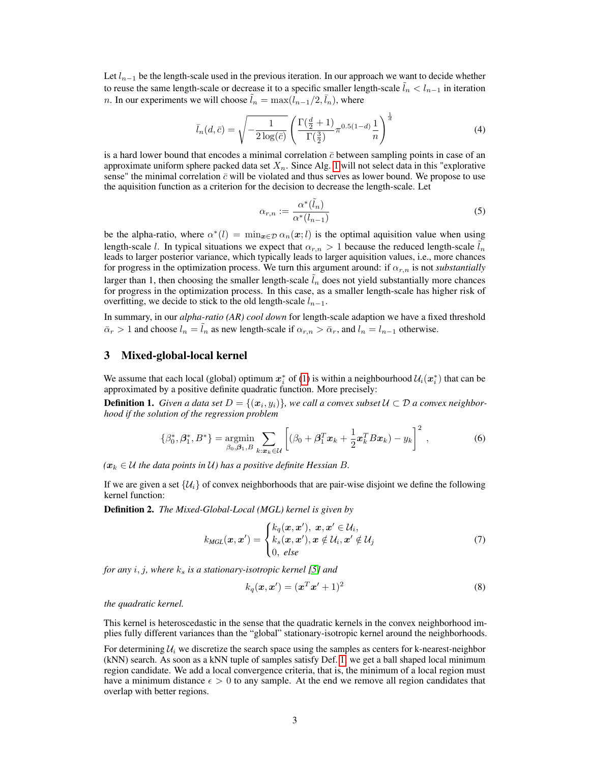Let $l_{n-1}$ be the length-scale used in the previous iteration. In our approach we want to decide whether to reuse the same length-scale or decrease it to a specific smaller length-scale $\tilde{l}_n < l_{n-1}$ in iteration $n$. In our experiments we will choose $\tilde{l}_n = \max(l_{n-1}/2, \bar{l}_n)$, where

$$\bar{l}_n(d, \bar{c}) = \sqrt{-\frac{1}{2\log(\bar{c})}} \left( \frac{\Gamma(\frac{d}{2}+1)}{\Gamma(\frac{3}{2})} \pi^{0.5(1-d)} \frac{1}{n} \right)^{\frac{1}{d}} \tag{4}$$

is a hard lower bound that encodes a minimal correlation $\bar{c}$ between sampling points in case of an approximate uniform sphere packed data set $X_n$. Since Alg. 1 will not select data in this "explorative sense" the minimal correlation $\bar{c}$ will be violated and thus serves as lower bound. We propose to use the aquisition function as a criterion for the decision to decrease the length-scale. Let

$$\alpha_{r,n} := \frac{\alpha^*(\tilde{l}_n)}{\alpha^*(l_{n-1})} \tag{5}$$

be the alpha-ratio, where $\alpha^*(l) = \min_{\boldsymbol{x} \in \mathcal{D}} \alpha_n(\boldsymbol{x}; l)$ is the optimal aquisition value when using length-scale $l$. In typical situations we expect that $\alpha_{r,n} > 1$ because the reduced length-scale $\tilde{l}_n$ leads to larger posterior variance, which typically leads to larger aquisition values, i.e., more chances for progress in the optimization process. We turn this argument around: if $\alpha_{r,n}$ is not *substantially* larger than 1, then choosing the smaller length-scale $\tilde{l}_n$ does not yield substantially more chances for progress in the optimization process. In this case, as a smaller length-scale has higher risk of overfitting, we decide to stick to the old length-scale $l_{n-1}$.

In summary, in our *alpha-ratio (AR) cool down* for length-scale adaption we have a fixed threshold $\bar{\alpha}_r > 1$ and choose $l_n = \tilde{l}_n$ as new length-scale if $\alpha_{r,n} > \bar{\alpha}_r$, and $l_n = l_{n-1}$ otherwise.

## 3 Mixed-global-local kernel

We assume that each local (global) optimum $\boldsymbol{x}_i^*$ of (1) is within a neighbourhood $\mathcal{U}_i(\boldsymbol{x}_i^*)$ that can be approximated by a positive definite quadratic function. More precisely:

**Definition 1.** *Given a data set $D = \{(\boldsymbol{x}_i, y_i)\}$, we call a convex subset $\mathcal{U} \subset \mathcal{D}$ a convex neighborhood if the solution of the regression problem*

$$\{\beta_0^*, \boldsymbol{\beta}_1^*, B^*\} = \underset{\beta_0, \boldsymbol{\beta}_1, B}{\operatorname{argmin}} \sum_{k: \boldsymbol{x}_k \in \mathcal{U}} \left[ (\beta_0 + \boldsymbol{\beta}_1^T \boldsymbol{x}_k + \frac{1}{2} \boldsymbol{x}_k^T B \boldsymbol{x}_k) - y_k \right]^2 , \tag{6}$$

*($\boldsymbol{x}_k \in \mathcal{U}$ the data points in $\mathcal{U}$) has a positive definite Hessian $B$.*

If we are given a set $\{\mathcal{U}_i\}$ of convex neighborhoods that are pair-wise disjoint we define the following kernel function:

**Definition 2.** *The Mixed-Global-Local (MGL) kernel is given by*

$$k_{MGL}(\boldsymbol{x}, \boldsymbol{x}') = \begin{cases} k_q(\boldsymbol{x}, \boldsymbol{x}'), \ \boldsymbol{x}, \boldsymbol{x}' \in \mathcal{U}_i, \\ k_s(\boldsymbol{x}, \boldsymbol{x}'), \boldsymbol{x} \notin \mathcal{U}_i, \boldsymbol{x}' \notin \mathcal{U}_j \\ 0, \ else \end{cases} \tag{7}$$

*for any $i, j$, where $k_s$ is a stationary-isotropic kernel [5] and*

$$k_q(\boldsymbol{x}, \boldsymbol{x}') = (\boldsymbol{x}^T \boldsymbol{x}' + 1)^2 \tag{8}$$

*the quadratic kernel.*

This kernel is heteroscedastic in the sense that the quadratic kernels in the convex neighborhood implies fully different variances than the "global" stationary-isotropic kernel around the neighborhoods.

For determining $\mathcal{U}_i$ we discretize the search space using the samples as centers for k-nearest-neighbor (kNN) search. As soon as a kNN tuple of samples satisfy Def. 1, we get a ball shaped local minimum region candidate. We add a local convergence criteria, that is, the minimum of a local region must have a minimum distance $\epsilon > 0$ to any sample. At the end we remove all region candidates that overlap with better regions.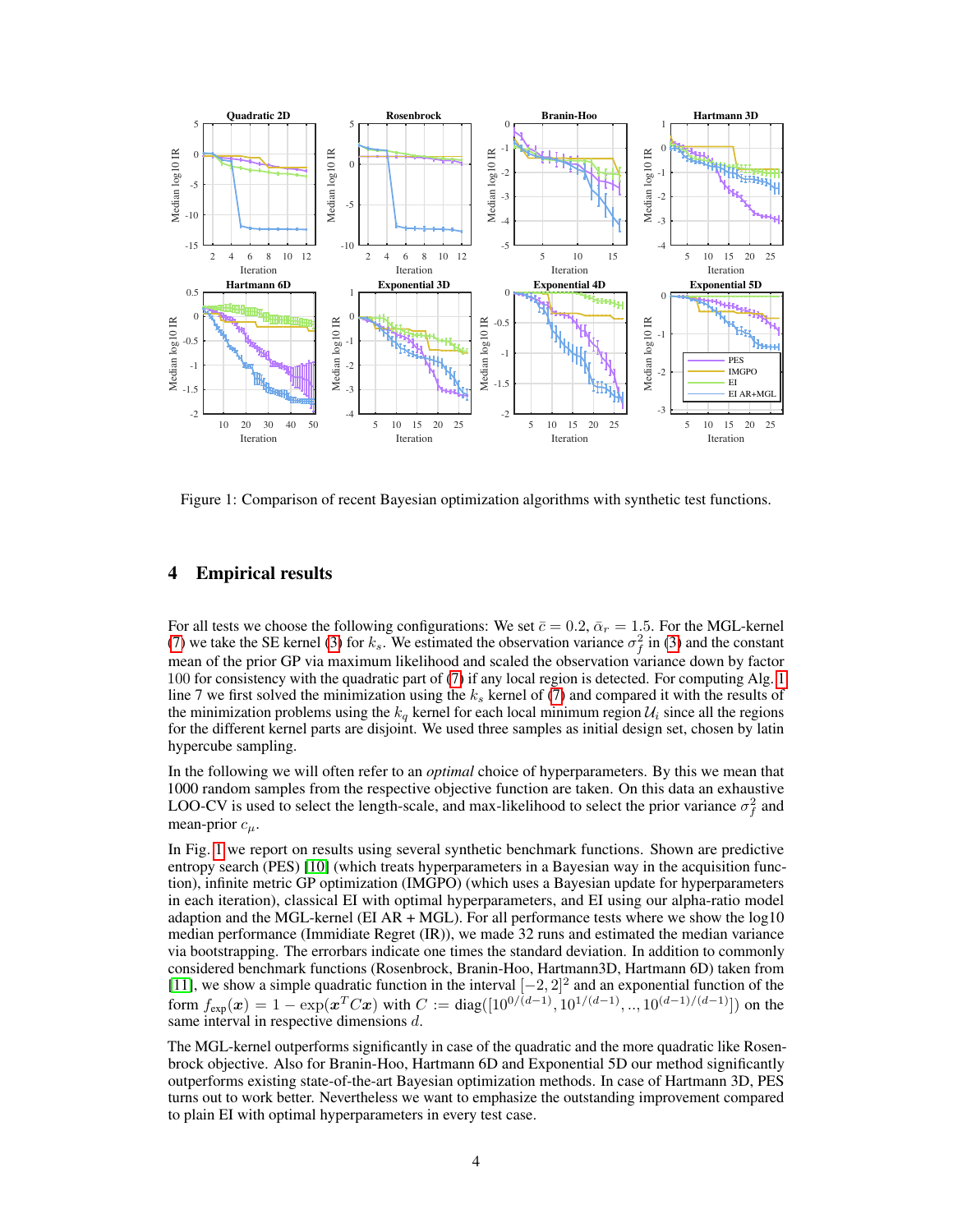Figure 1: Comparison of recent Bayesian optimization algorithms with synthetic test functions.

## 4 Empirical results

For all tests we choose the following configurations: We set $\bar{c} = 0.2$, $\bar{\alpha}_r = 1.5$. For the MGL-kernel (7) we take the SE kernel (3) for $k_s$. We estimated the observation variance $\sigma_f^2$ in (3) and the constant mean of the prior GP via maximum likelihood and scaled the observation variance down by factor 100 for consistency with the quadratic part of (7) if any local region is detected. For computing Alg. 1 line 7 we first solved the minimization using the $k_s$ kernel of (7) and compared it with the results of the minimization problems using the $k_q$ kernel for each local minimum region $\mathcal{U}_i$ since all the regions for the different kernel parts are disjoint. We used three samples as initial design set, chosen by latin hypercube sampling.

In the following we will often refer to an *optimal* choice of hyperparameters. By this we mean that 1000 random samples from the respective objective function are taken. On this data an exhaustive LOO-CV is used to select the length-scale, and max-likelihood to select the prior variance $\sigma_f^2$ and mean-prior $c_\mu$.

In Fig. 1 we report on results using several synthetic benchmark functions. Shown are predictive entropy search (PES) [10] (which treats hyperparameters in a Bayesian way in the acquisition function), infinite metric GP optimization (IMGPO) (which uses a Bayesian update for hyperparameters in each iteration), classical EI with optimal hyperparameters, and EI using our alpha-ratio model adaption and the MGL-kernel (EI AR + MGL). For all performance tests where we show the log10 median performance (Immidiate Regret (IR)), we made 32 runs and estimated the median variance via bootstrapping. The errorbars indicate one times the standard deviation. In addition to commonly considered benchmark functions (Rosenbrock, Branin-Hoo, Hartmann3D, Hartmann 6D) taken from [11], we show a simple quadratic function in the interval $[-2, 2]^2$ and an exponential function of the form $f_{\text{exp}}(\boldsymbol{x}) = 1 - \exp(\boldsymbol{x}^T C \boldsymbol{x})$ with $C := \text{diag}([10^{0/(d-1)}, 10^{1/(d-1)}, .., 10^{(d-1)/(d-1)}])$ on the same interval in respective dimensions $d$.

The MGL-kernel outperforms significantly in case of the quadratic and the more quadratic like Rosenbrock objective. Also for Branin-Hoo, Hartmann 6D and Exponential 5D our method significantly outperforms existing state-of-the-art Bayesian optimization methods. In case of Hartmann 3D, PES turns out to work better. Nevertheless we want to emphasize the outstanding improvement compared to plain EI with optimal hyperparameters in every test case.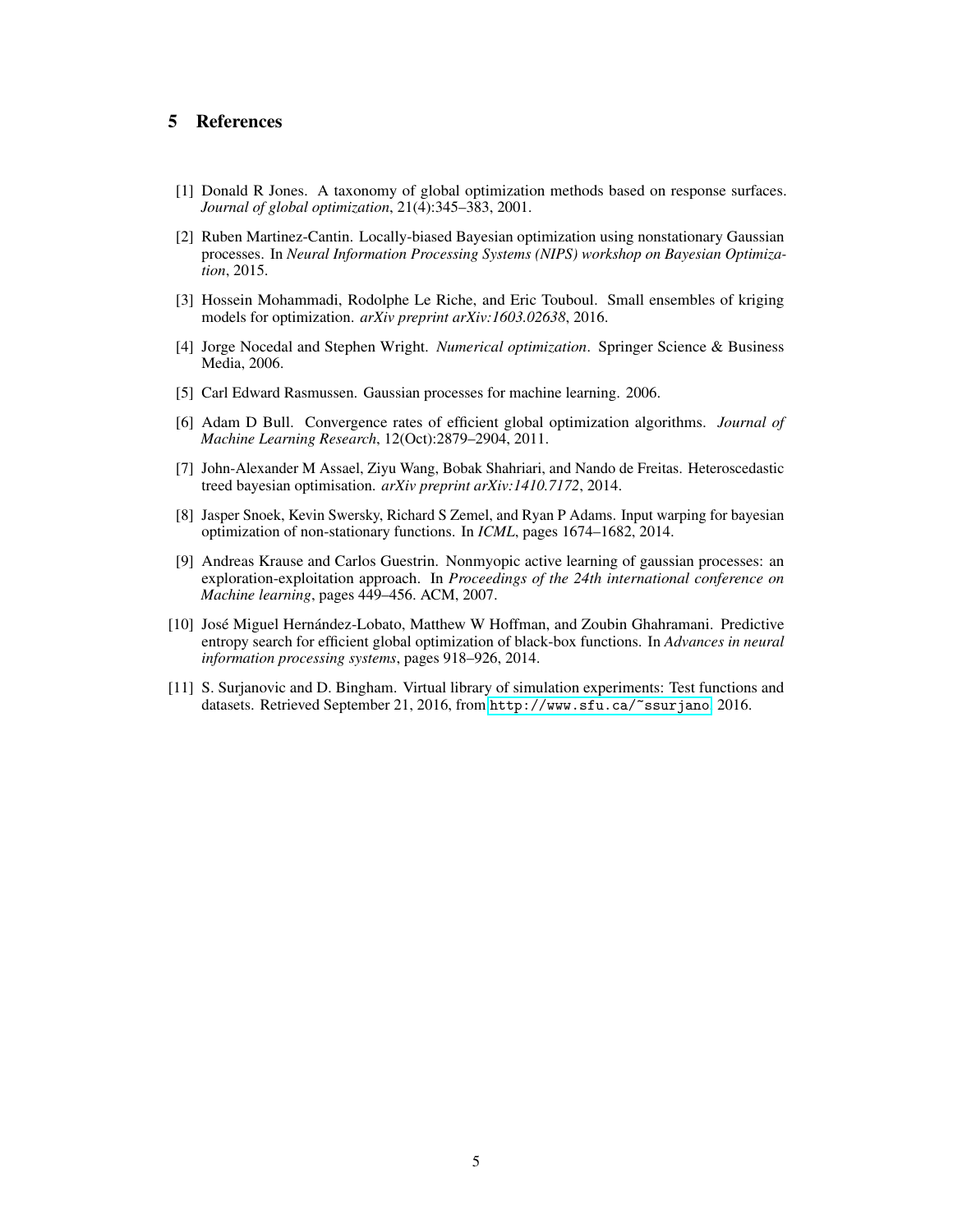## 5 References

[1] Donald R Jones. A taxonomy of global optimization methods based on response surfaces. *Journal of global optimization*, 21(4):345–383, 2001.

[2] Ruben Martinez-Cantin. Locally-biased Bayesian optimization using nonstationary Gaussian processes. In *Neural Information Processing Systems (NIPS) workshop on Bayesian Optimization*, 2015.

[3] Hossein Mohammadi, Rodolphe Le Riche, and Eric Touboul. Small ensembles of kriging models for optimization. *arXiv preprint arXiv:1603.02638*, 2016.

[4] Jorge Nocedal and Stephen Wright. *Numerical optimization*. Springer Science & Business Media, 2006.

[5] Carl Edward Rasmussen. Gaussian processes for machine learning. 2006.

[6] Adam D Bull. Convergence rates of efficient global optimization algorithms. *Journal of Machine Learning Research*, 12(Oct):2879–2904, 2011.

[7] John-Alexander M Assael, Ziyu Wang, Bobak Shahriari, and Nando de Freitas. Heteroscedastic treed bayesian optimisation. *arXiv preprint arXiv:1410.7172*, 2014.

[8] Jasper Snoek, Kevin Swersky, Richard S Zemel, and Ryan P Adams. Input warping for bayesian optimization of non-stationary functions. In *ICML*, pages 1674–1682, 2014.

[9] Andreas Krause and Carlos Guestrin. Nonmyopic active learning of gaussian processes: an exploration-exploitation approach. In *Proceedings of the 24th international conference on Machine learning*, pages 449–456. ACM, 2007.

[10] José Miguel Hernández-Lobato, Matthew W Hoffman, and Zoubin Ghahramani. Predictive entropy search for efficient global optimization of black-box functions. In *Advances in neural information processing systems*, pages 918–926, 2014.

[11] S. Surjanovic and D. Bingham. Virtual library of simulation experiments: Test functions and datasets. Retrieved September 21, 2016, from http://www.sfu.ca/~ssurjano, 2016.